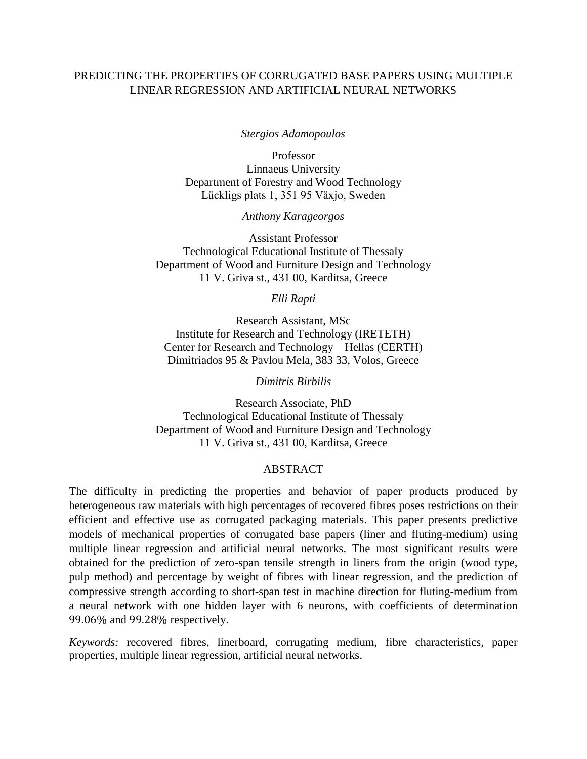# PREDICTING THE PROPERTIES OF CORRUGATED BASE PAPERS USING MULTIPLE LINEAR REGRESSION AND ARTIFICIAL NEURAL NETWORKS

*Stergios Adamopoulos*

Professor
Linnaeus University
Department of Forestry and Wood Technology
Lückligs plats 1, 351 95 Växjo, Sweden

*Anthony Karageorgos*

Assistant Professor
Technological Educational Institute of Thessaly
Department of Wood and Furniture Design and Technology
11 V. Griva st., 431 00, Karditsa, Greece

*Elli Rapti*

Research Assistant, MSc
Institute for Research and Technology (IRETETH)
Center for Research and Technology – Hellas (CERTH)
Dimitriados 95 & Pavlou Mela, 383 33, Volos, Greece

*Dimitris Birbilis*

Research Associate, PhD
Technological Educational Institute of Thessaly
Department of Wood and Furniture Design and Technology
11 V. Griva st., 431 00, Karditsa, Greece

## ABSTRACT

The difficulty in predicting the properties and behavior of paper products produced by heterogeneous raw materials with high percentages of recovered fibres poses restrictions on their efficient and effective use as corrugated packaging materials. This paper presents predictive models of mechanical properties of corrugated base papers (liner and fluting-medium) using multiple linear regression and artificial neural networks. The most significant results were obtained for the prediction of zero-span tensile strength in liners from the origin (wood type, pulp method) and percentage by weight of fibres with linear regression, and the prediction of compressive strength according to short-span test in machine direction for fluting-medium from a neural network with one hidden layer with 6 neurons, with coefficients of determination 99.06% and 99.28% respectively.

*Keywords:* recovered fibres, linerboard, corrugating medium, fibre characteristics, paper properties, multiple linear regression, artificial neural networks.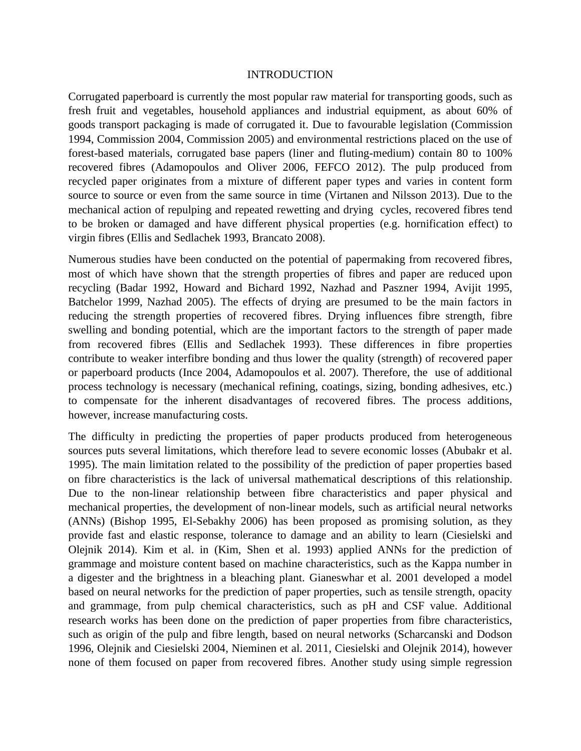## INTRODUCTION

Corrugated paperboard is currently the most popular raw material for transporting goods, such as fresh fruit and vegetables, household appliances and industrial equipment, as about 60% of goods transport packaging is made of corrugated it. Due to favourable legislation (Commission 1994, Commission 2004, Commission 2005) and environmental restrictions placed on the use of forest-based materials, corrugated base papers (liner and fluting-medium) contain 80 to 100% recovered fibres (Adamopoulos and Oliver 2006, FEFCO 2012). The pulp produced from recycled paper originates from a mixture of different paper types and varies in content form source to source or even from the same source in time (Virtanen and Nilsson 2013). Due to the mechanical action of repulping and repeated rewetting and drying cycles, recovered fibres tend to be broken or damaged and have different physical properties (e.g. hornification effect) to virgin fibres (Ellis and Sedlachek 1993, Brancato 2008).

Numerous studies have been conducted on the potential of papermaking from recovered fibres, most of which have shown that the strength properties of fibres and paper are reduced upon recycling (Badar 1992, Howard and Bichard 1992, Nazhad and Paszner 1994, Avijit 1995, Batchelor 1999, Nazhad 2005). The effects of drying are presumed to be the main factors in reducing the strength properties of recovered fibres. Drying influences fibre strength, fibre swelling and bonding potential, which are the important factors to the strength of paper made from recovered fibres (Ellis and Sedlachek 1993). These differences in fibre properties contribute to weaker interfibre bonding and thus lower the quality (strength) of recovered paper or paperboard products (Ince 2004, Adamopoulos et al. 2007). Therefore, the use of additional process technology is necessary (mechanical refining, coatings, sizing, bonding adhesives, etc.) to compensate for the inherent disadvantages of recovered fibres. The process additions, however, increase manufacturing costs.

The difficulty in predicting the properties of paper products produced from heterogeneous sources puts several limitations, which therefore lead to severe economic losses (Abubakr et al. 1995). The main limitation related to the possibility of the prediction of paper properties based on fibre characteristics is the lack of universal mathematical descriptions of this relationship. Due to the non-linear relationship between fibre characteristics and paper physical and mechanical properties, the development of non-linear models, such as artificial neural networks (ANNs) (Bishop 1995, El-Sebakhy 2006) has been proposed as promising solution, as they provide fast and elastic response, tolerance to damage and an ability to learn (Ciesielski and Olejnik 2014). Kim et al. in (Kim, Shen et al. 1993) applied ANNs for the prediction of grammage and moisture content based on machine characteristics, such as the Kappa number in a digester and the brightness in a bleaching plant. Gianeswhar et al. 2001 developed a model based on neural networks for the prediction of paper properties, such as tensile strength, opacity and grammage, from pulp chemical characteristics, such as pH and CSF value. Additional research works has been done on the prediction of paper properties from fibre characteristics, such as origin of the pulp and fibre length, based on neural networks (Scharcanski and Dodson 1996, Olejnik and Ciesielski 2004, Nieminen et al. 2011, Ciesielski and Olejnik 2014), however none of them focused on paper from recovered fibres. Another study using simple regression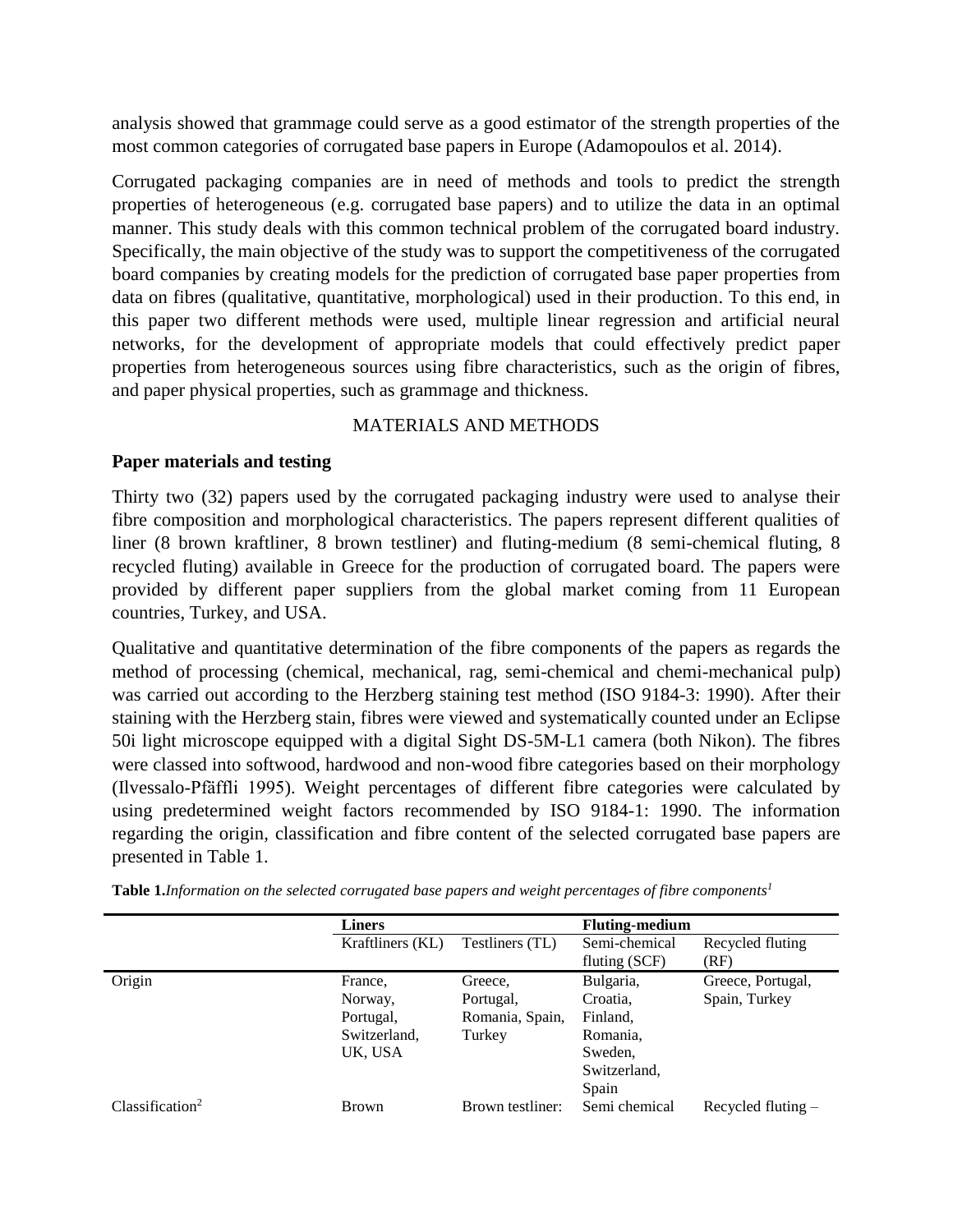analysis showed that grammage could serve as a good estimator of the strength properties of the most common categories of corrugated base papers in Europe (Adamopoulos et al. 2014).

Corrugated packaging companies are in need of methods and tools to predict the strength properties of heterogeneous (e.g. corrugated base papers) and to utilize the data in an optimal manner. This study deals with this common technical problem of the corrugated board industry. Specifically, the main objective of the study was to support the competitiveness of the corrugated board companies by creating models for the prediction of corrugated base paper properties from data on fibres (qualitative, quantitative, morphological) used in their production. To this end, in this paper two different methods were used, multiple linear regression and artificial neural networks, for the development of appropriate models that could effectively predict paper properties from heterogeneous sources using fibre characteristics, such as the origin of fibres, and paper physical properties, such as grammage and thickness.

## MATERIALS AND METHODS

### Paper materials and testing

Thirty two (32) papers used by the corrugated packaging industry were used to analyse their fibre composition and morphological characteristics. The papers represent different qualities of liner (8 brown kraftliner, 8 brown testliner) and fluting-medium (8 semi-chemical fluting, 8 recycled fluting) available in Greece for the production of corrugated board. The papers were provided by different paper suppliers from the global market coming from 11 European countries, Turkey, and USA.

Qualitative and quantitative determination of the fibre components of the papers as regards the method of processing (chemical, mechanical, rag, semi-chemical and chemi-mechanical pulp) was carried out according to the Herzberg staining test method (ISO 9184-3: 1990). After their staining with the Herzberg stain, fibres were viewed and systematically counted under an Eclipse 50i light microscope equipped with a digital Sight DS-5M-L1 camera (both Nikon). The fibres were classed into softwood, hardwood and non-wood fibre categories based on their morphology (Ilvessalo-Pfäffli 1995). Weight percentages of different fibre categories were calculated by using predetermined weight factors recommended by ISO 9184-1: 1990. The information regarding the origin, classification and fibre content of the selected corrugated base papers are presented in Table 1.

**Table 1.** *Information on the selected corrugated base papers and weight percentages of fibre components*[1]

| | Liners | | Fluting-medium | |
|---|---|---|---|---|
| | Kraftliners (KL) | Testliners (TL) | Semi-chemical fluting (SCF) | Recycled fluting (RF) |
| Origin | France, Norway, Portugal, Switzerland, UK, USA | Greece, Portugal, Romania, Spain, Turkey | Bulgaria, Croatia, Finland, Romania, Sweden, Switzerland, Spain | Greece, Portugal, Spain, Turkey |
| Classification[2] | Brown | Brown testliner: | Semi chemical | Recycled fluting – |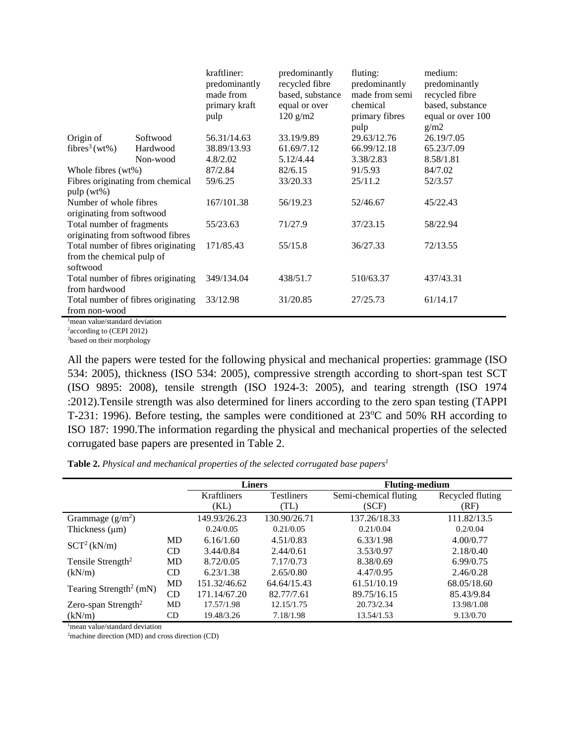| | | kraftliner: predominantly made from primary kraft pulp | predominantly recycled fibre based, substance equal or over 120 g/m2 | fluting: predominantly made from semi chemical primary fibres pulp | medium: predominantly recycled fibre based, substance equal or over 100 g/m2 |
|---|---|---|---|---|---|
| Origin of fibres[3] (wt%) | Softwood | 56.31/14.63 | 33.19/9.89 | 29.63/12.76 | 26.19/7.05 |
| | Hardwood | 38.89/13.93 | 61.69/7.12 | 66.99/12.18 | 65.23/7.09 |
| | Non-wood | 4.8/2.02 | 5.12/4.44 | 3.38/2.83 | 8.58/1.81 |
| Whole fibres (wt%) | | 87/2.84 | 82/6.15 | 91/5.93 | 84/7.02 |
| Fibres originating from chemical pulp (wt%) | | 59/6.25 | 33/20.33 | 25/11.2 | 52/3.57 |
| Number of whole fibres originating from softwood | | 167/101.38 | 56/19.23 | 52/46.67 | 45/22.43 |
| Total number of fragments originating from softwood fibres | | 55/23.63 | 71/27.9 | 37/23.15 | 58/22.94 |
| Total number of fibres originating from the chemical pulp of softwood | | 171/85.43 | 55/15.8 | 36/27.33 | 72/13.55 |
| Total number of fibres originating from hardwood | | 349/134.04 | 438/51.7 | 510/63.37 | 437/43.31 |
| Total number of fibres originating from non-wood | | 33/12.98 | 31/20.85 | 27/25.73 | 61/14.17 |

[1]mean value/standard deviation
[2]according to (CEPI 2012)
[3]based on their morphology

All the papers were tested for the following physical and mechanical properties: grammage (ISO 534: 2005), thickness (ISO 534: 2005), compressive strength according to short-span test SCT (ISO 9895: 2008), tensile strength (ISO 1924-3: 2005), and tearing strength (ISO 1974 :2012).Tensile strength was also determined for liners according to the zero span testing (TAPPI T-231: 1996). Before testing, the samples were conditioned at 23°C and 50% RH according to ISO 187: 1990.The information regarding the physical and mechanical properties of the selected corrugated base papers are presented in Table 2.

**Table 2.** *Physical and mechanical properties of the selected corrugated base papers[1]*

| | | Liners | | Fluting-medium | |
|---|---|---|---|---|---|
| | | Kraftliners (KL) | Testliners (TL) | Semi-chemical fluting (SCF) | Recycled fluting (RF) |
| Grammage (g/m$^2$) | | 149.93/26.23 | 130.90/26.71 | 137.26/18.33 | 111.82/13.5 |
| Thickness (μm) | | 0.24/0.05 | 0.21/0.05 | 0.21/0.04 | 0.2/0.04 |
| SCT[2] (kN/m) | MD | 6.16/1.60 | 4.51/0.83 | 6.33/1.98 | 4.00/0.77 |
| | CD | 3.44/0.84 | 2.44/0.61 | 3.53/0.97 | 2.18/0.40 |
| Tensile Strength[2] (kN/m) | MD | 8.72/0.05 | 7.17/0.73 | 8.38/0.69 | 6.99/0.75 |
| | CD | 6.23/1.38 | 2.65/0.80 | 4.47/0.95 | 2.46/0.28 |
| Tearing Strength[2] (mN) | MD | 151.32/46.62 | 64.64/15.43 | 61.51/10.19 | 68.05/18.60 |
| | CD | 171.14/67.20 | 82.77/7.61 | 89.75/16.15 | 85.43/9.84 |
| Zero-span Strength[2] (kN/m) | MD | 17.57/1.98 | 12.15/1.75 | 20.73/2.34 | 13.98/1.08 |
| | CD | 19.48/3.26 | 7.18/1.98 | 13.54/1.53 | 9.13/0.70 |

[1]mean value/standard deviation
[2]machine direction (MD) and cross direction (CD)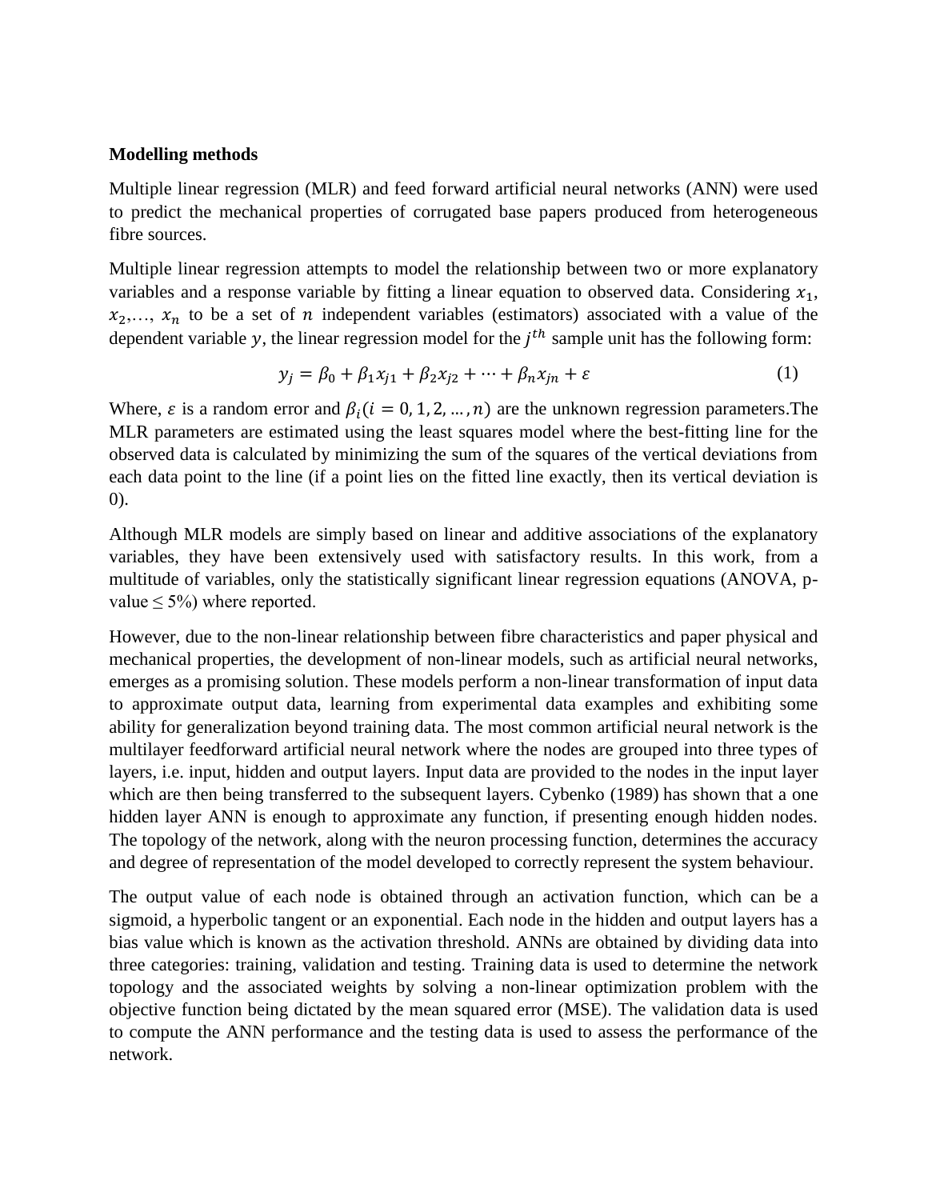**Modelling methods**

Multiple linear regression (MLR) and feed forward artificial neural networks (ANN) were used to predict the mechanical properties of corrugated base papers produced from heterogeneous fibre sources.

Multiple linear regression attempts to model the relationship between two or more explanatory variables and a response variable by fitting a linear equation to observed data. Considering $x_1$, $x_2$,…, $x_n$ to be a set of $n$ independent variables (estimators) associated with a value of the dependent variable $y$, the linear regression model for the $j^{th}$ sample unit has the following form:

$$y_j = \beta_0 + \beta_1 x_{j1} + \beta_2 x_{j2} + \cdots + \beta_n x_{jn} + \varepsilon \tag{1}$$

Where, $\varepsilon$ is a random error and $\beta_i (i = 0, 1, 2, \ldots, n)$ are the unknown regression parameters.The MLR parameters are estimated using the least squares model where the best-fitting line for the observed data is calculated by minimizing the sum of the squares of the vertical deviations from each data point to the line (if a point lies on the fitted line exactly, then its vertical deviation is 0).

Although MLR models are simply based on linear and additive associations of the explanatory variables, they have been extensively used with satisfactory results. In this work, from a multitude of variables, only the statistically significant linear regression equations (ANOVA, p-value ≤ 5%) where reported.

However, due to the non-linear relationship between fibre characteristics and paper physical and mechanical properties, the development of non-linear models, such as artificial neural networks, emerges as a promising solution. These models perform a non-linear transformation of input data to approximate output data, learning from experimental data examples and exhibiting some ability for generalization beyond training data. The most common artificial neural network is the multilayer feedforward artificial neural network where the nodes are grouped into three types of layers, i.e. input, hidden and output layers. Input data are provided to the nodes in the input layer which are then being transferred to the subsequent layers. Cybenko (1989) has shown that a one hidden layer ANN is enough to approximate any function, if presenting enough hidden nodes. The topology of the network, along with the neuron processing function, determines the accuracy and degree of representation of the model developed to correctly represent the system behaviour.

The output value of each node is obtained through an activation function, which can be a sigmoid, a hyperbolic tangent or an exponential. Each node in the hidden and output layers has a bias value which is known as the activation threshold. ANNs are obtained by dividing data into three categories: training, validation and testing. Training data is used to determine the network topology and the associated weights by solving a non-linear optimization problem with the objective function being dictated by the mean squared error (MSE). The validation data is used to compute the ANN performance and the testing data is used to assess the performance of the network.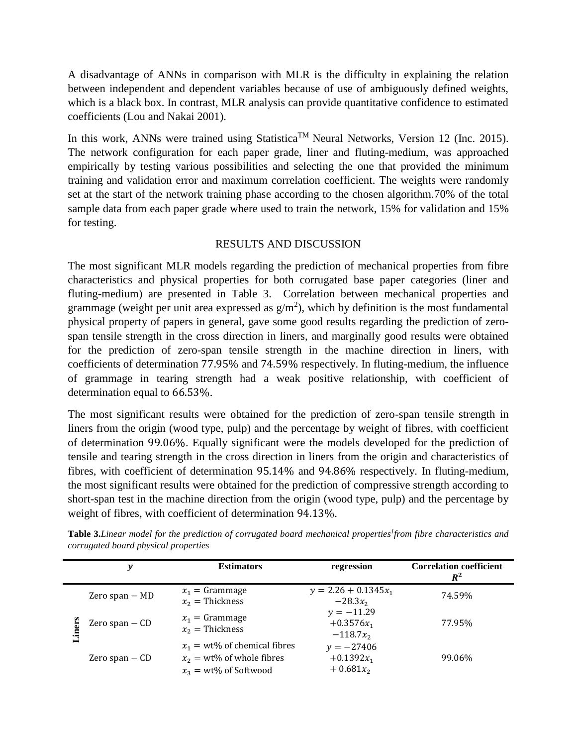A disadvantage of ANNs in comparison with MLR is the difficulty in explaining the relation between independent and dependent variables because of use of ambiguously defined weights, which is a black box. In contrast, MLR analysis can provide quantitative confidence to estimated coefficients (Lou and Nakai 2001).

In this work, ANNs were trained using Statistica[TM] Neural Networks, Version 12 (Inc. 2015). The network configuration for each paper grade, liner and fluting-medium, was approached empirically by testing various possibilities and selecting the one that provided the minimum training and validation error and maximum correlation coefficient. The weights were randomly set at the start of the network training phase according to the chosen algorithm.70% of the total sample data from each paper grade where used to train the network, 15% for validation and 15% for testing.

## RESULTS AND DISCUSSION

The most significant MLR models regarding the prediction of mechanical properties from fibre characteristics and physical properties for both corrugated base paper categories (liner and fluting-medium) are presented in Table 3. Correlation between mechanical properties and grammage (weight per unit area expressed as $g/m^2$), which by definition is the most fundamental physical property of papers in general, gave some good results regarding the prediction of zero-span tensile strength in the cross direction in liners, and marginally good results were obtained for the prediction of zero-span tensile strength in the machine direction in liners, with coefficients of determination 77.95% and 74.59% respectively. In fluting-medium, the influence of grammage in tearing strength had a weak positive relationship, with coefficient of determination equal to 66.53%.

The most significant results were obtained for the prediction of zero-span tensile strength in liners from the origin (wood type, pulp) and the percentage by weight of fibres, with coefficient of determination 99.06%. Equally significant were the models developed for the prediction of tensile and tearing strength in the cross direction in liners from the origin and characteristics of fibres, with coefficient of determination 95.14% and 94.86% respectively. In fluting-medium, the most significant results were obtained for the prediction of compressive strength according to short-span test in the machine direction from the origin (wood type, pulp) and the percentage by weight of fibres, with coefficient of determination 94.13%.

**Table 3.** *Linear model for the prediction of corrugated board mechanical properties[1] from fibre characteristics and corrugated board physical properties*

| | $y$ | Estimators | regression | Correlation coefficient $R^2$ |
|---|---|---|---|---|
| Liners | Zero span − MD | $x_1$ = Grammage<br>$x_2$ = Thickness | $y = 2.26 + 0.1345x_1 - 28.3x_2$ | 74.59% |
| | Zero span − CD | $x_1$ = Grammage<br>$x_2$ = Thickness | $y = -11.29 + 0.3576x_1 - 118.7x_2$ | 77.95% |
| | Zero span − CD | $x_1$ = wt% of chemical fibres<br>$x_2$ = wt% of whole fibres<br>$x_3$ = wt% of Softwood | $y = -27406 + 0.1392x_1 + 0.681x_2$ | 99.06% |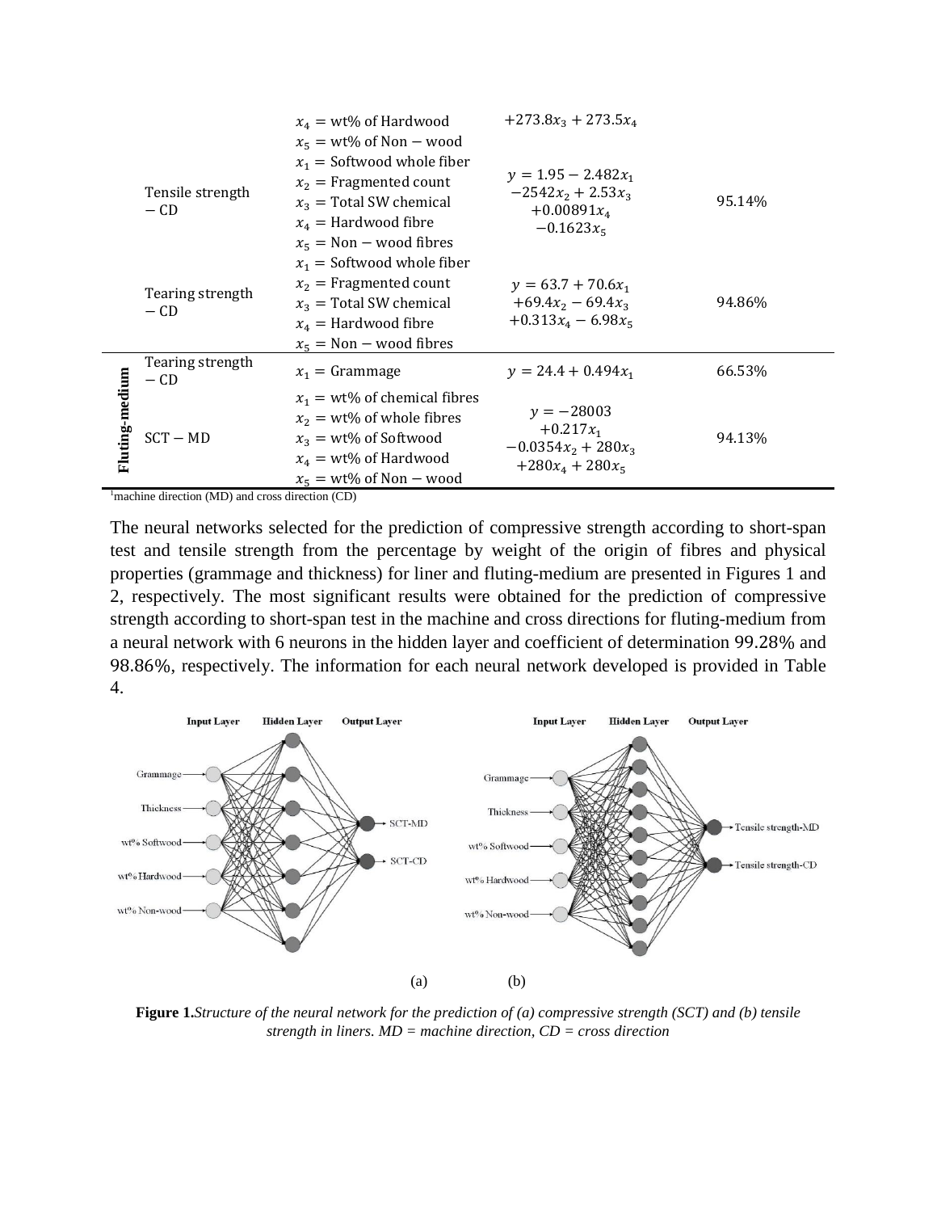| | | | | |
|---|---|---|---|---|
| | | $x_4 = \text{wt\% of Hardwood}$<br>$x_5 = \text{wt\% of Non-wood}$ | $+273.8x_3 + 273.5x_4$ | |
| | Tensile strength − CD | $x_1 = \text{Softwood whole fiber}$<br>$x_2 = \text{Fragmented count}$<br>$x_3 = \text{Total SW chemical}$<br>$x_4 = \text{Hardwood fibre}$<br>$x_5 = \text{Non-wood fibres}$ | $y = 1.95 - 2.482x_1$<br>$-2542x_2 + 2.53x_3$<br>$+0.00891x_4$<br>$-0.1623x_5$ | 95.14% |
| | Tearing strength − CD | $x_1 = \text{Softwood whole fiber}$<br>$x_2 = \text{Fragmented count}$<br>$x_3 = \text{Total SW chemical}$<br>$x_4 = \text{Hardwood fibre}$<br>$x_5 = \text{Non-wood fibres}$ | $y = 63.7 + 70.6x_1$<br>$+69.4x_2 - 69.4x_3$<br>$+0.313x_4 - 6.98x_5$ | 94.86% |
| Fluting-medium | Tearing strength − CD | $x_1 = \text{Grammage}$ | $y = 24.4 + 0.494x_1$ | 66.53% |
| | SCT − MD | $x_1 = \text{wt\% of chemical fibres}$<br>$x_2 = \text{wt\% of whole fibres}$<br>$x_3 = \text{wt\% of Softwood}$<br>$x_4 = \text{wt\% of Hardwood}$<br>$x_5 = \text{wt\% of Non-wood}$ | $y = -28003$<br>$+0.217x_1$<br>$-0.0354x_2 + 280x_3$<br>$+280x_4 + 280x_5$ | 94.13% |

[1]machine direction (MD) and cross direction (CD)

The neural networks selected for the prediction of compressive strength according to short-span test and tensile strength from the percentage by weight of the origin of fibres and physical properties (grammage and thickness) for liner and fluting-medium are presented in Figures 1 and 2, respectively. The most significant results were obtained for the prediction of compressive strength according to short-span test in the machine and cross directions for fluting-medium from a neural network with 6 neurons in the hidden layer and coefficient of determination 99.28% and 98.86%, respectively. The information for each neural network developed is provided in Table 4.

(a) (b)

**Figure 1.** *Structure of the neural network for the prediction of (a) compressive strength (SCT) and (b) tensile strength in liners. MD = machine direction, CD = cross direction*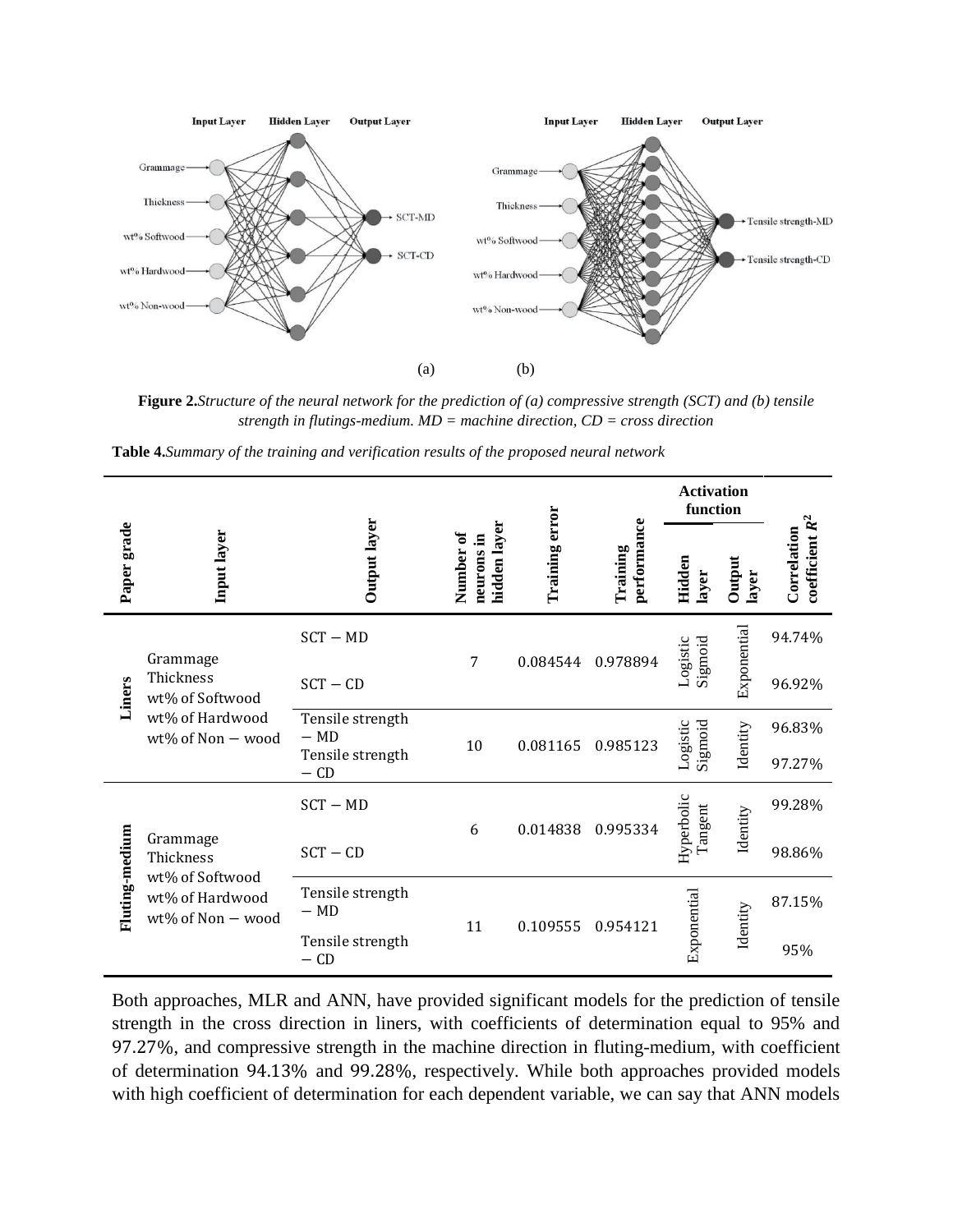**Figure 2.** *Structure of the neural network for the prediction of (a) compressive strength (SCT) and (b) tensile strength in flutings-medium. MD = machine direction, CD = cross direction*

**Table 4.** *Summary of the training and verification results of the proposed neural network*

| Paper grade | Input layer | Output layer | Number of neurons in hidden layer | Training error | Training performance | Activation function | | Correlation coefficient $R^2$ |
|---|---|---|---|---|---|---|---|---|
| | | | | | | Hidden layer | Output layer | |
| Liners | Grammage<br>Thickness<br>wt% of Softwood<br>wt% of Hardwood<br>wt% of Non − wood | SCT − MD | 7 | 0.084544 | 0.978894 | Logistic Sigmoid | Exponential | 94.74% |
| | | SCT − CD | | | | | | 96.92% |
| | | Tensile strength − MD | 10 | 0.081165 | 0.985123 | Logistic Sigmoid | Identity | 96.83% |
| | | Tensile strength − CD | | | | | | 97.27% |
| Fluting-medium | Grammage<br>Thickness<br>wt% of Softwood<br>wt% of Hardwood<br>wt% of Non − wood | SCT − MD | 6 | 0.014838 | 0.995334 | Hyperbolic Tangent | Identity | 99.28% |
| | | SCT − CD | | | | | | 98.86% |
| | | Tensile strength − MD | 11 | 0.109555 | 0.954121 | Exponential | Identity | 87.15% |
| | | Tensile strength − CD | | | | | | 95% |

Both approaches, MLR and ANN, have provided significant models for the prediction of tensile strength in the cross direction in liners, with coefficients of determination equal to 95% and 97.27%, and compressive strength in the machine direction in fluting-medium, with coefficient of determination 94.13% and 99.28%, respectively. While both approaches provided models with high coefficient of determination for each dependent variable, we can say that ANN models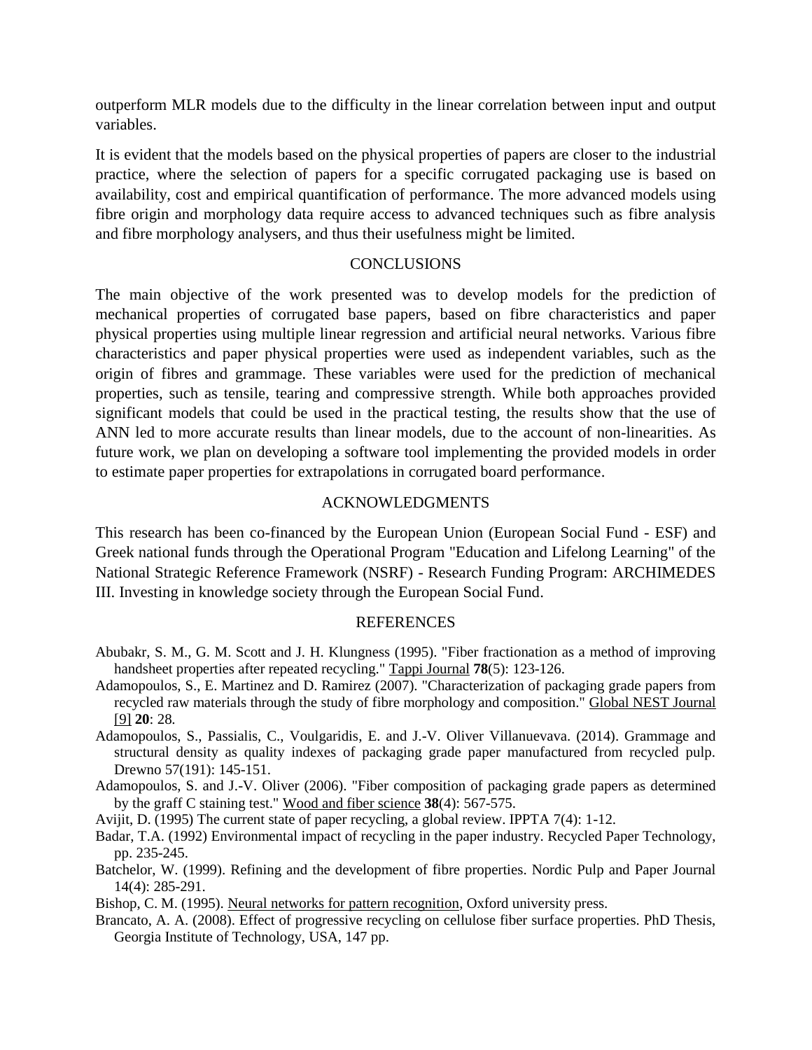outperform MLR models due to the difficulty in the linear correlation between input and output variables.

It is evident that the models based on the physical properties of papers are closer to the industrial practice, where the selection of papers for a specific corrugated packaging use is based on availability, cost and empirical quantification of performance. The more advanced models using fibre origin and morphology data require access to advanced techniques such as fibre analysis and fibre morphology analysers, and thus their usefulness might be limited.

## CONCLUSIONS

The main objective of the work presented was to develop models for the prediction of mechanical properties of corrugated base papers, based on fibre characteristics and paper physical properties using multiple linear regression and artificial neural networks. Various fibre characteristics and paper physical properties were used as independent variables, such as the origin of fibres and grammage. These variables were used for the prediction of mechanical properties, such as tensile, tearing and compressive strength. While both approaches provided significant models that could be used in the practical testing, the results show that the use of ANN led to more accurate results than linear models, due to the account of non-linearities. As future work, we plan on developing a software tool implementing the provided models in order to estimate paper properties for extrapolations in corrugated board performance.

## ACKNOWLEDGMENTS

This research has been co-financed by the European Union (European Social Fund - ESF) and Greek national funds through the Operational Program "Education and Lifelong Learning" of the National Strategic Reference Framework (NSRF) - Research Funding Program: ARCHIMEDES III. Investing in knowledge society through the European Social Fund.

## REFERENCES

Abubakr, S. M., G. M. Scott and J. H. Klungness (1995). "Fiber fractionation as a method of improving handsheet properties after repeated recycling." Tappi Journal **78**(5): 123-126.

Adamopoulos, S., E. Martinez and D. Ramirez (2007). "Characterization of packaging grade papers from recycled raw materials through the study of fibre morphology and composition." Global NEST Journal [9] **20**: 28.

Adamopoulos, S., Passialis, C., Voulgaridis, E. and J.-V. Oliver Villanuevava. (2014). Grammage and structural density as quality indexes of packaging grade paper manufactured from recycled pulp. Drewno 57(191): 145-151.

Adamopoulos, S. and J.-V. Oliver (2006). "Fiber composition of packaging grade papers as determined by the graff C staining test." Wood and fiber science **38**(4): 567-575.

Avijit, D. (1995) The current state of paper recycling, a global review. IPPTA 7(4): 1-12.

Badar, T.A. (1992) Environmental impact of recycling in the paper industry. Recycled Paper Technology, pp. 235-245.

Batchelor, W. (1999). Refining and the development of fibre properties. Nordic Pulp and Paper Journal 14(4): 285-291.

Bishop, C. M. (1995). Neural networks for pattern recognition, Oxford university press.

Brancato, A. A. (2008). Effect of progressive recycling on cellulose fiber surface properties. PhD Thesis, Georgia Institute of Technology, USA, 147 pp.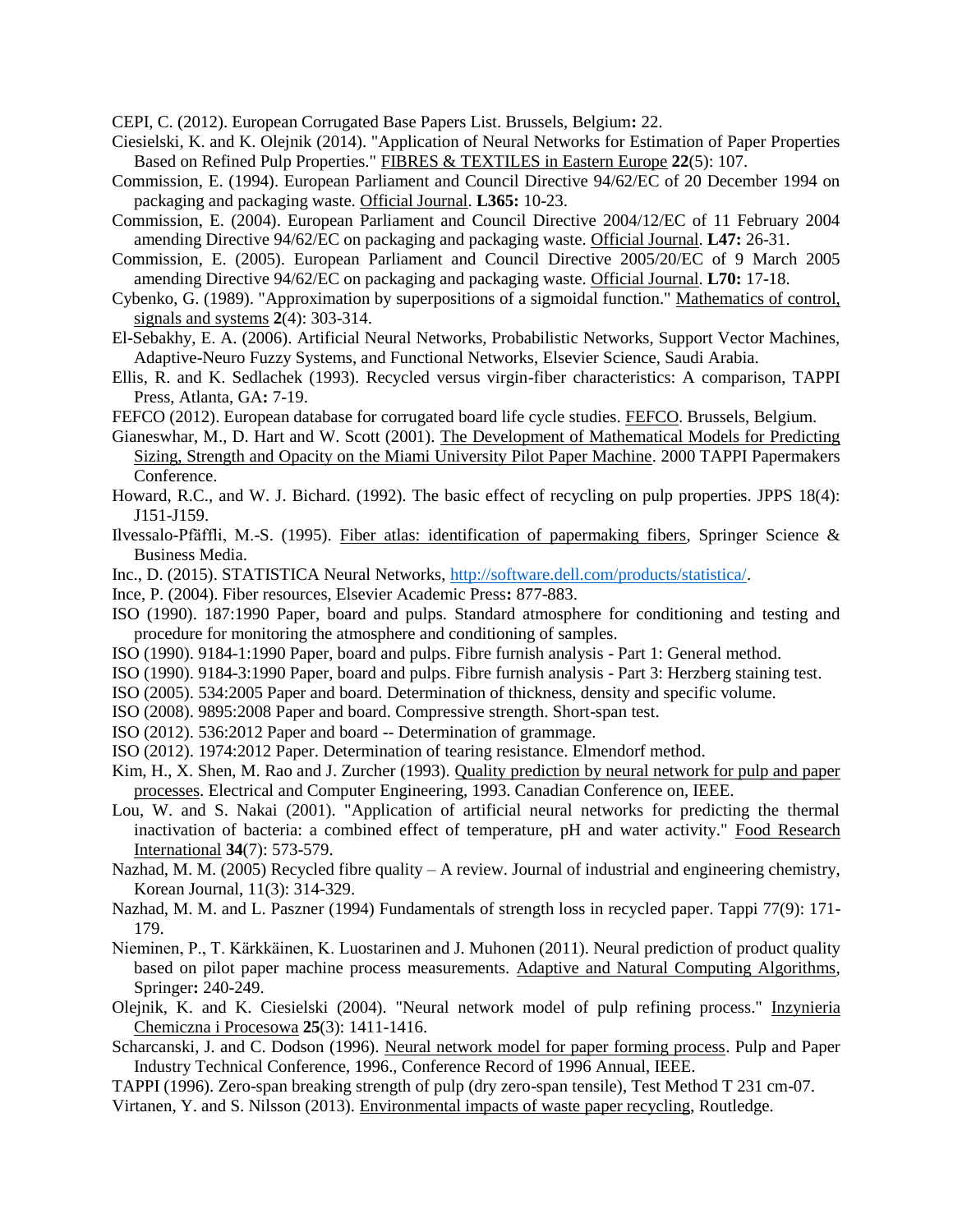CEPI, C. (2012). European Corrugated Base Papers List. Brussels, Belgium**:** 22.

Ciesielski, K. and K. Olejnik (2014). "Application of Neural Networks for Estimation of Paper Properties Based on Refined Pulp Properties." FIBRES & TEXTILES in Eastern Europe **22**(5): 107.

Commission, E. (1994). European Parliament and Council Directive 94/62/EC of 20 December 1994 on packaging and packaging waste. Official Journal. **L365:** 10-23.

Commission, E. (2004). European Parliament and Council Directive 2004/12/EC of 11 February 2004 amending Directive 94/62/EC on packaging and packaging waste. Official Journal. **L47:** 26-31.

Commission, E. (2005). European Parliament and Council Directive 2005/20/EC of 9 March 2005 amending Directive 94/62/EC on packaging and packaging waste. Official Journal. **L70:** 17-18.

Cybenko, G. (1989). "Approximation by superpositions of a sigmoidal function." Mathematics of control, signals and systems **2**(4): 303-314.

El-Sebakhy, E. A. (2006). Artificial Neural Networks, Probabilistic Networks, Support Vector Machines, Adaptive-Neuro Fuzzy Systems, and Functional Networks, Elsevier Science, Saudi Arabia.

Ellis, R. and K. Sedlachek (1993). Recycled versus virgin-fiber characteristics: A comparison, TAPPI Press, Atlanta, GA**:** 7-19.

FEFCO (2012). European database for corrugated board life cycle studies. FEFCO. Brussels, Belgium.

Gianeswhar, M., D. Hart and W. Scott (2001). The Development of Mathematical Models for Predicting Sizing, Strength and Opacity on the Miami University Pilot Paper Machine. 2000 TAPPI Papermakers Conference.

Howard, R.C., and W. J. Bichard. (1992). The basic effect of recycling on pulp properties. JPPS 18(4): J151-J159.

Ilvessalo-Pfäffli, M.-S. (1995). Fiber atlas: identification of papermaking fibers, Springer Science & Business Media.

Inc., D. (2015). STATISTICA Neural Networks, http://software.dell.com/products/statistica/.

Ince, P. (2004). Fiber resources, Elsevier Academic Press**:** 877-883.

ISO (1990). 187:1990 Paper, board and pulps. Standard atmosphere for conditioning and testing and procedure for monitoring the atmosphere and conditioning of samples.

ISO (1990). 9184-1:1990 Paper, board and pulps. Fibre furnish analysis - Part 1: General method.

ISO (1990). 9184-3:1990 Paper, board and pulps. Fibre furnish analysis - Part 3: Herzberg staining test.

ISO (2005). 534:2005 Paper and board. Determination of thickness, density and specific volume.

ISO (2008). 9895:2008 Paper and board. Compressive strength. Short-span test.

ISO (2012). 536:2012 Paper and board -- Determination of grammage.

ISO (2012). 1974:2012 Paper. Determination of tearing resistance. Elmendorf method.

Kim, H., X. Shen, M. Rao and J. Zurcher (1993). Quality prediction by neural network for pulp and paper processes. Electrical and Computer Engineering, 1993. Canadian Conference on, IEEE.

Lou, W. and S. Nakai (2001). "Application of artificial neural networks for predicting the thermal inactivation of bacteria: a combined effect of temperature, pH and water activity." Food Research International **34**(7): 573-579.

Nazhad, M. M. (2005) Recycled fibre quality – A review. Journal of industrial and engineering chemistry, Korean Journal, 11(3): 314-329.

Nazhad, M. M. and L. Paszner (1994) Fundamentals of strength loss in recycled paper. Tappi 77(9): 171-179.

Nieminen, P., T. Kärkkäinen, K. Luostarinen and J. Muhonen (2011). Neural prediction of product quality based on pilot paper machine process measurements. Adaptive and Natural Computing Algorithms, Springer**:** 240-249.

Olejnik, K. and K. Ciesielski (2004). "Neural network model of pulp refining process." Inzynieria Chemiczna i Procesowa **25**(3): 1411-1416.

Scharcanski, J. and C. Dodson (1996). Neural network model for paper forming process. Pulp and Paper Industry Technical Conference, 1996., Conference Record of 1996 Annual, IEEE.

TAPPI (1996). Zero-span breaking strength of pulp (dry zero-span tensile), Test Method T 231 cm-07.

Virtanen, Y. and S. Nilsson (2013). Environmental impacts of waste paper recycling, Routledge.